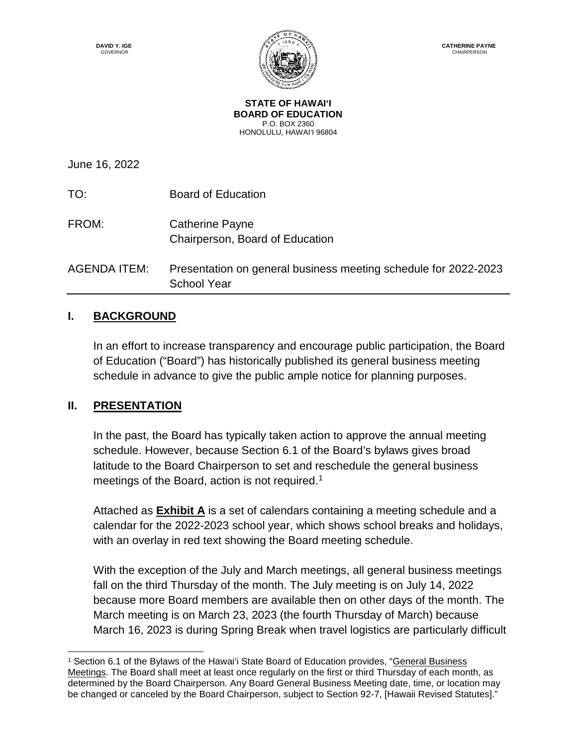**DAVID Y. IGE**
GOVERNOR

**CATHERINE PAYNE**
CHAIRPERSON

**STATE OF HAWAIʻI**
**BOARD OF EDUCATION**
P.O. BOX 2360
HONOLULU, HAWAIʻI 96804

June 16, 2022

TO: Board of Education

FROM: Catherine Payne
Chairperson, Board of Education

AGENDA ITEM: Presentation on general business meeting schedule for 2022-2023 School Year

---

## I. BACKGROUND

In an effort to increase transparency and encourage public participation, the Board of Education ("Board") has historically published its general business meeting schedule in advance to give the public ample notice for planning purposes.

## II. PRESENTATION

In the past, the Board has typically taken action to approve the annual meeting schedule. However, because Section 6.1 of the Board's bylaws gives broad latitude to the Board Chairperson to set and reschedule the general business meetings of the Board, action is not required.[1]

Attached as **Exhibit A** is a set of calendars containing a meeting schedule and a calendar for the 2022-2023 school year, which shows school breaks and holidays, with an overlay in red text showing the Board meeting schedule.

With the exception of the July and March meetings, all general business meetings fall on the third Thursday of the month. The July meeting is on July 14, 2022 because more Board members are available then on other days of the month. The March meeting is on March 23, 2023 (the fourth Thursday of March) because March 16, 2023 is during Spring Break when travel logistics are particularly difficult

---

[1] Section 6.1 of the Bylaws of the Hawaiʻi State Board of Education provides, "General Business Meetings. The Board shall meet at least once regularly on the first or third Thursday of each month, as determined by the Board Chairperson. Any Board General Business Meeting date, time, or location may be changed or canceled by the Board Chairperson, subject to Section 92-7, [Hawaii Revised Statutes]."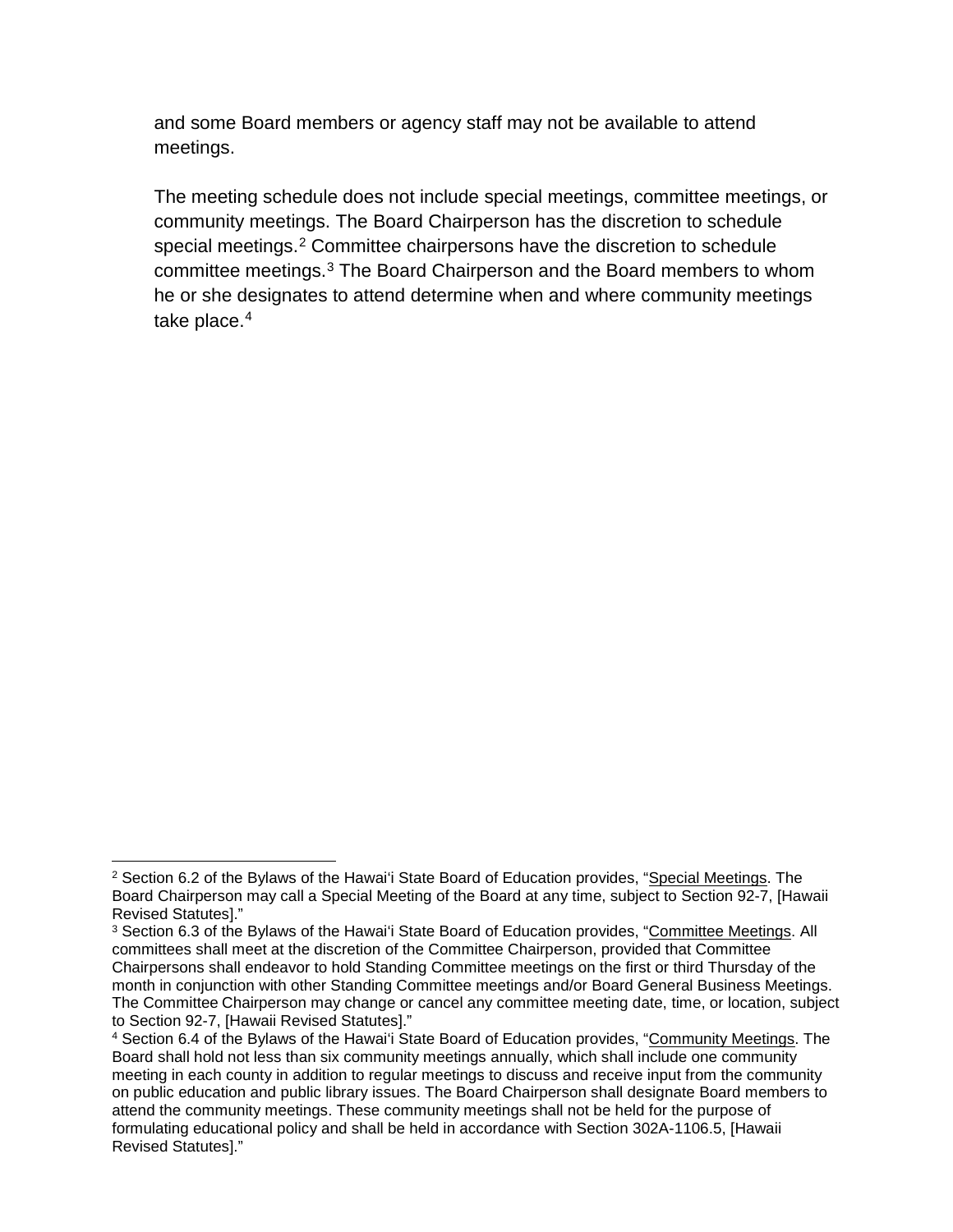and some Board members or agency staff may not be available to attend meetings.

The meeting schedule does not include special meetings, committee meetings, or community meetings. The Board Chairperson has the discretion to schedule special meetings.[2] Committee chairpersons have the discretion to schedule committee meetings.[3] The Board Chairperson and the Board members to whom he or she designates to attend determine when and where community meetings take place.[4]

---

[2] Section 6.2 of the Bylaws of the Hawaiʻi State Board of Education provides, "Special Meetings. The Board Chairperson may call a Special Meeting of the Board at any time, subject to Section 92-7, [Hawaii Revised Statutes]."

[3] Section 6.3 of the Bylaws of the Hawaiʻi State Board of Education provides, "Committee Meetings. All committees shall meet at the discretion of the Committee Chairperson, provided that Committee Chairpersons shall endeavor to hold Standing Committee meetings on the first or third Thursday of the month in conjunction with other Standing Committee meetings and/or Board General Business Meetings. The Committee Chairperson may change or cancel any committee meeting date, time, or location, subject to Section 92-7, [Hawaii Revised Statutes]."

[4] Section 6.4 of the Bylaws of the Hawaiʻi State Board of Education provides, "Community Meetings. The Board shall hold not less than six community meetings annually, which shall include one community meeting in each county in addition to regular meetings to discuss and receive input from the community on public education and public library issues. The Board Chairperson shall designate Board members to attend the community meetings. These community meetings shall not be held for the purpose of formulating educational policy and shall be held in accordance with Section 302A-1106.5, [Hawaii Revised Statutes]."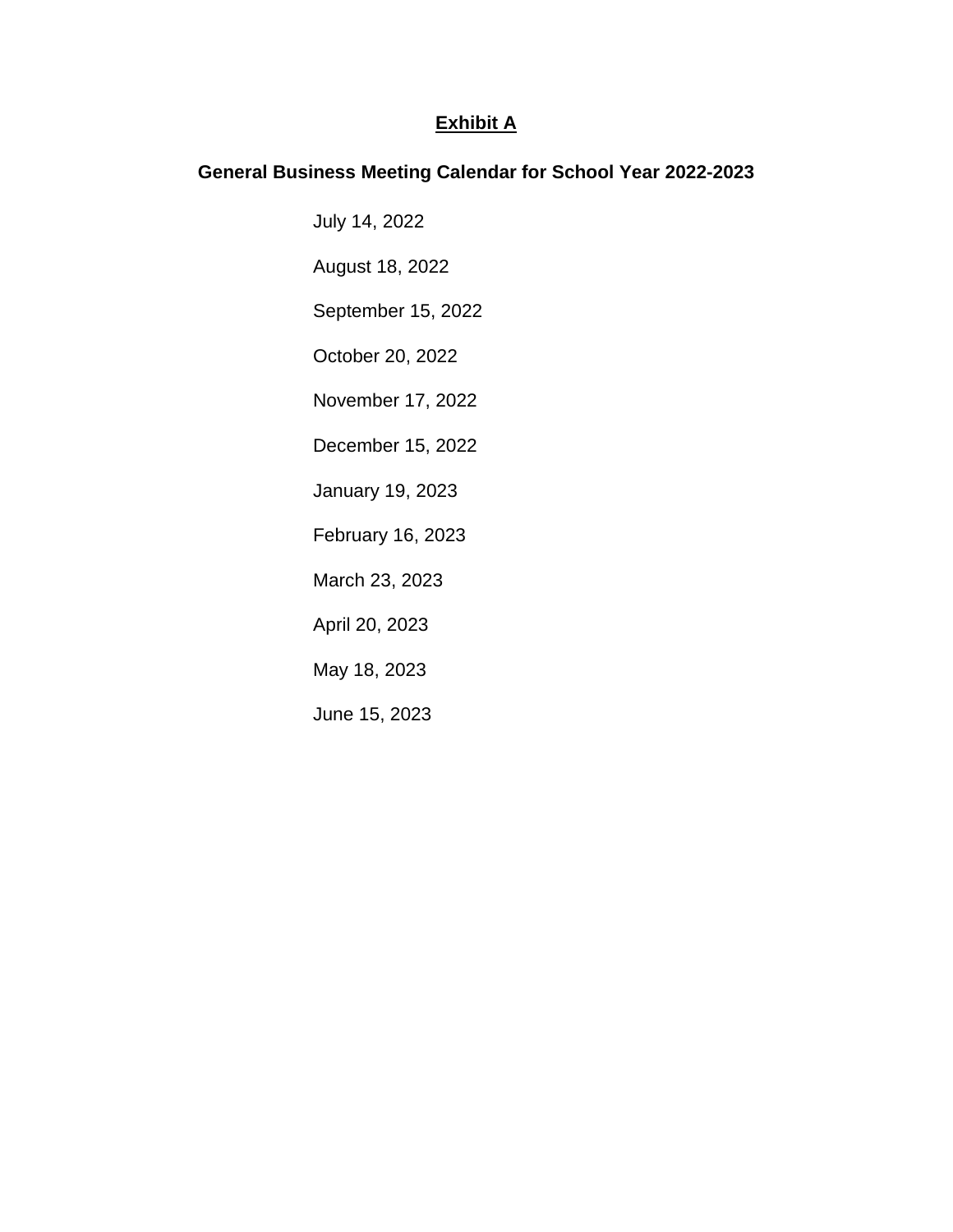**<u>Exhibit A</u>**

**General Business Meeting Calendar for School Year 2022-2023**

July 14, 2022

August 18, 2022

September 15, 2022

October 20, 2022

November 17, 2022

December 15, 2022

January 19, 2023

February 16, 2023

March 23, 2023

April 20, 2023

May 18, 2023

June 15, 2023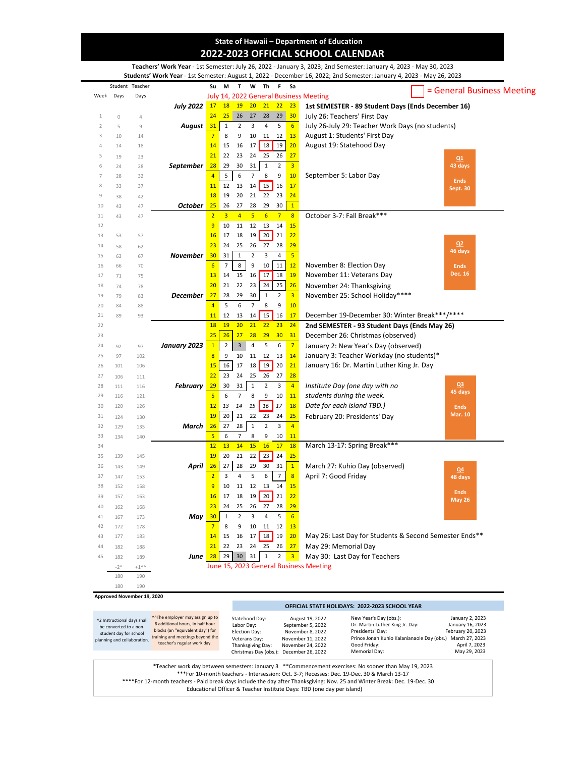# State of Hawaii – Department of Education

## 2022-2023 OFFICIAL SCHOOL CALENDAR

**Teachers' Work Year** - 1st Semester: July 26, 2022 - January 3, 2023; 2nd Semester: January 4, 2023 - May 30, 2023
**Students' Work Year** - 1st Semester: August 1, 2022 - December 16, 2022; 2nd Semester: January 4, 2023 - May 26, 2023

☐ = General Business Meeting

July 14, 2022 General Business Meeting

| Week | Student Days | Teacher Days | Month | Su | M | T | W | Th | F | Sa | Notes |
|---|---|---|---|---|---|---|---|---|---|---|---|
| | | | **July 2022** | 17 | 18 | 19 | 20 | 21 | 22 | 23 | **1st SEMESTER - 89 Student Days (Ends December 16)** |
| 1 | 0 | 4 | | 24 | 25 | 26 | 27 | 28 | 29 | 30 | July 26: Teachers' First Day |
| 2 | 5 | 9 | **August** | 31 | 1 | 2 | 3 | 4 | 5 | 6 | July 26-July 29: Teacher Work Days (no students) |
| 3 | 10 | 14 | | 7 | 8 | 9 | 10 | 11 | 12 | 13 | August 1: Students' First Day |
| 4 | 14 | 18 | | 14 | 15 | 16 | 17 | 18 | 19 | 20 | August 19: Statehood Day |
| 5 | 19 | 23 | | 21 | 22 | 23 | 24 | 25 | 26 | 27 | Q1 43 days Ends Sept. 30 |
| 6 | 24 | 28 | **September** | 28 | 29 | 30 | 31 | 1 | 2 | 3 | |
| 7 | 28 | 32 | | 4 | 5 | 6 | 7 | 8 | 9 | 10 | September 5: Labor Day |
| 8 | 33 | 37 | | 11 | 12 | 13 | 14 | 15 | 16 | 17 | |
| 9 | 38 | 42 | | 18 | 19 | 20 | 21 | 22 | 23 | 24 | |
| 10 | 43 | 47 | **October** | 25 | 26 | 27 | 28 | 29 | 30 | 1 | |
| 11 | 43 | 47 | | 2 | 3 | 4 | 5 | 6 | 7 | 8 | October 3-7: Fall Break*** |
| 12 | | | | 9 | 10 | 11 | 12 | 13 | 14 | 15 | |
| 13 | 53 | 57 | | 16 | 17 | 18 | 19 | 20 | 21 | 22 | |
| 14 | 58 | 62 | | 23 | 24 | 25 | 26 | 27 | 28 | 29 | Q2 46 days Ends Dec. 16 |
| 15 | 63 | 67 | **November** | 30 | 31 | 1 | 2 | 3 | 4 | 5 | |
| 16 | 66 | 70 | | 6 | 7 | 8 | 9 | 10 | 11 | 12 | November 8: Election Day |
| 17 | 71 | 75 | | 13 | 14 | 15 | 16 | 17 | 18 | 19 | November 11: Veterans Day |
| 18 | 74 | 78 | | 20 | 21 | 22 | 23 | 24 | 25 | 26 | November 24: Thanksgiving |
| 19 | 79 | 83 | **December** | 27 | 28 | 29 | 30 | 1 | 2 | 3 | November 25: School Holiday**** |
| 20 | 84 | 88 | | 4 | 5 | 6 | 7 | 8 | 9 | 10 | |
| 21 | 89 | 93 | | 11 | 12 | 13 | 14 | 15 | 16 | 17 | December 19-December 30: Winter Break***/**** |
| 22 | | | | 18 | 19 | 20 | 21 | 22 | 23 | 24 | **2nd SEMESTER - 93 Student Days (Ends May 26)** |
| 23 | | | | 25 | 26 | 27 | 28 | 29 | 30 | 31 | December 26: Christmas (observed) |
| 24 | 92 | 97 | **January 2023** | 1 | 2 | 3 | 4 | 5 | 6 | 7 | January 2: New Year's Day (observed) |
| 25 | 97 | 102 | | 8 | 9 | 10 | 11 | 12 | 13 | 14 | January 3: Teacher Workday (no students)* |
| 26 | 101 | 106 | | 15 | 16 | 17 | 18 | 19 | 20 | 21 | January 16: Dr. Martin Luther King Jr. Day |
| 27 | 106 | 111 | | 22 | 23 | 24 | 25 | 26 | 27 | 28 | |
| 28 | 111 | 116 | **February** | 29 | 30 | 31 | 1 | 2 | 3 | 4 | *Institute Day (one day with no* Q3 45 days Ends Mar. 10 |
| 29 | 116 | 121 | | 5 | 6 | 7 | 8 | 9 | 10 | 11 | *students during the week.* |
| 30 | 120 | 126 | | 12 | *13* | *14* | *15* | *16* | *17* | 18 | *Date for each island TBD.)* |
| 31 | 124 | 130 | | 19 | 20 | 21 | 22 | 23 | 24 | 25 | February 20: Presidents' Day |
| 32 | 129 | 135 | **March** | 26 | 27 | 28 | 1 | 2 | 3 | 4 | |
| 33 | 134 | 140 | | 5 | 6 | 7 | 8 | 9 | 10 | 11 | |
| 34 | | | | 12 | 13 | 14 | 15 | 16 | 17 | 18 | March 13-17: Spring Break*** |
| 35 | 139 | 145 | | 19 | 20 | 21 | 22 | 23 | 24 | 25 | |
| 36 | 143 | 149 | **April** | 26 | 27 | 28 | 29 | 30 | 31 | 1 | March 27: Kuhio Day (observed) Q4 48 days Ends May 26 |
| 37 | 147 | 153 | | 2 | 3 | 4 | 5 | 6 | 7 | 8 | April 7: Good Friday |
| 38 | 152 | 158 | | 9 | 10 | 11 | 12 | 13 | 14 | 15 | |
| 39 | 157 | 163 | | 16 | 17 | 18 | 19 | 20 | 21 | 22 | |
| 40 | 162 | 168 | | 23 | 24 | 25 | 26 | 27 | 28 | 29 | |
| 41 | 167 | 173 | **May** | 30 | 1 | 2 | 3 | 4 | 5 | 6 | |
| 42 | 172 | 178 | | 7 | 8 | 9 | 10 | 11 | 12 | 13 | |
| 43 | 177 | 183 | | 14 | 15 | 16 | 17 | 18 | 19 | 20 | May 26: Last Day for Students & Second Semester Ends** |
| 44 | 182 | 188 | | 21 | 22 | 23 | 24 | 25 | 26 | 27 | May 29: Memorial Day |
| 45 | 182 | 189 | **June** | 28 | 29 | 30 | 31 | 1 | 2 | 3 | May 30: Last Day for Teachers |
| | -2^ | +1^^ | | | | | | | | | June 15, 2023 General Business Meeting |
| | 180 | 190 | | | | | | | | | |
| | 180 | 190 | | | | | | | | | |

**Approved November 19, 2020**

^2 Instructional days shall be converted to a non-student day for school planning and collaboration.

^^The employer may assign up to 6 additional hours, in half hour blocks (an "equivalent day") for training and meetings beyond the teacher's regular work day.

**OFFICIAL STATE HOLIDAYS: 2022-2023 SCHOOL YEAR**

| Holiday | Date | Holiday | Date |
|---|---|---|---|
| Statehood Day: | August 19, 2022 | New Year's Day (obs.): | January 2, 2023 |
| Labor Day: | September 5, 2022 | Dr. Martin Luther King Jr. Day: | January 16, 2023 |
| Election Day: | November 8, 2022 | Presidents' Day: | February 20, 2023 |
| Veterans Day: | November 11, 2022 | Prince Jonah Kuhio Kalanianaole Day (obs.) | March 27, 2023 |
| Thanksgiving Day: | November 24, 2022 | Good Friday: | April 7, 2023 |
| Christmas Day (obs.): | December 26, 2022 | Memorial Day: | May 29, 2023 |

*Teacher work day between semesters: January 3 **Commencement exercises: No sooner than May 19, 2023
***For 10-month teachers - Intersession: Oct. 3-7; Recesses: Dec. 19-Dec. 30 & March 13-17
****For 12-month teachers - Paid break days include the day after Thanksgiving: Nov. 25 and Winter Break: Dec. 19-Dec. 30
Educational Officer & Teacher Institute Days: TBD (one day per island)